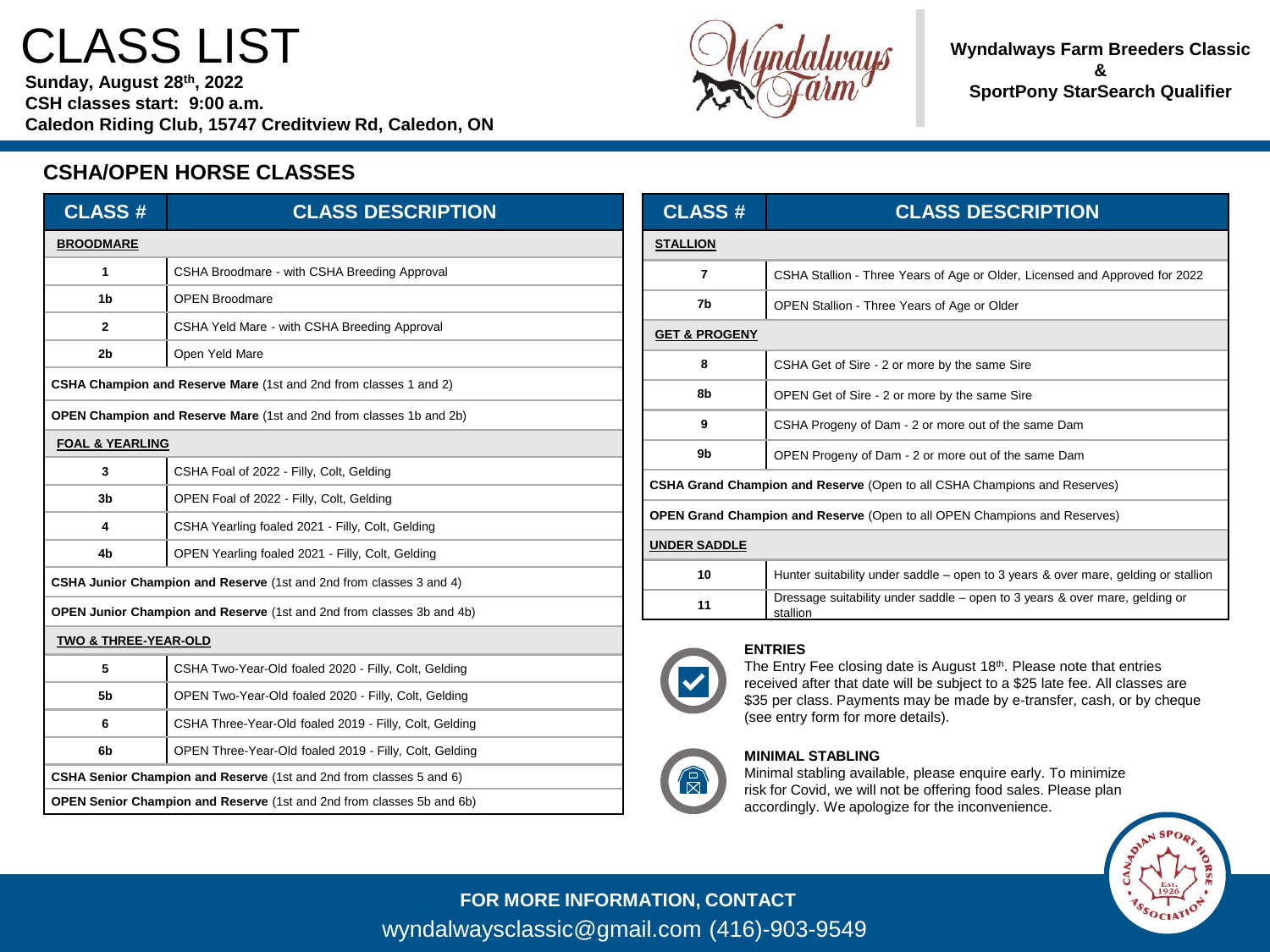# CLASS LIST

**Sunday, August 28th, 2022**
**CSH classes start: 9:00 a.m.**
**Caledon Riding Club, 15747 Creditview Rd, Caledon, ON**

**Wyndalways Farm Breeders Classic & SportPony StarSearch Qualifier**

## CSHA/OPEN HORSE CLASSES

| CLASS # | CLASS DESCRIPTION |
|---|---|
| **BROODMARE** | |
| 1 | CSHA Broodmare - with CSHA Breeding Approval |
| 1b | OPEN Broodmare |
| 2 | CSHA Yeld Mare - with CSHA Breeding Approval |
| 2b | Open Yeld Mare |
| **CSHA Champion and Reserve Mare** (1st and 2nd from classes 1 and 2) | |
| **OPEN Champion and Reserve Mare** (1st and 2nd from classes 1b and 2b) | |
| **FOAL & YEARLING** | |
| 3 | CSHA Foal of 2022 - Filly, Colt, Gelding |
| 3b | OPEN Foal of 2022 - Filly, Colt, Gelding |
| 4 | CSHA Yearling foaled 2021 - Filly, Colt, Gelding |
| 4b | OPEN Yearling foaled 2021 - Filly, Colt, Gelding |
| **CSHA Junior Champion and Reserve** (1st and 2nd from classes 3 and 4) | |
| **OPEN Junior Champion and Reserve** (1st and 2nd from classes 3b and 4b) | |
| **TWO & THREE-YEAR-OLD** | |
| 5 | CSHA Two-Year-Old foaled 2020 - Filly, Colt, Gelding |
| 5b | OPEN Two-Year-Old foaled 2020 - Filly, Colt, Gelding |
| 6 | CSHA Three-Year-Old foaled 2019 - Filly, Colt, Gelding |
| 6b | OPEN Three-Year-Old foaled 2019 - Filly, Colt, Gelding |
| **CSHA Senior Champion and Reserve** (1st and 2nd from classes 5 and 6) | |
| **OPEN Senior Champion and Reserve** (1st and 2nd from classes 5b and 6b) | |

| CLASS # | CLASS DESCRIPTION |
|---|---|
| **STALLION** | |
| 7 | CSHA Stallion - Three Years of Age or Older, Licensed and Approved for 2022 |
| 7b | OPEN Stallion - Three Years of Age or Older |
| **GET & PROGENY** | |
| 8 | CSHA Get of Sire - 2 or more by the same Sire |
| 8b | OPEN Get of Sire - 2 or more by the same Sire |
| 9 | CSHA Progeny of Dam - 2 or more out of the same Dam |
| 9b | OPEN Progeny of Dam - 2 or more out of the same Dam |
| **CSHA Grand Champion and Reserve** (Open to all CSHA Champions and Reserves) | |
| **OPEN Grand Champion and Reserve** (Open to all OPEN Champions and Reserves) | |
| **UNDER SADDLE** | |
| 10 | Hunter suitability under saddle – open to 3 years & over mare, gelding or stallion |
| 11 | Dressage suitability under saddle – open to 3 years & over mare, gelding or stallion |

### ENTRIES

The Entry Fee closing date is August 18th. Please note that entries received after that date will be subject to a $25 late fee. All classes are $35 per class. Payments may be made by e-transfer, cash, or by cheque (see entry form for more details).

### MINIMAL STABLING

Minimal stabling available, please enquire early. To minimize risk for Covid, we will not be offering food sales. Please plan accordingly. We apologize for the inconvenience.

**FOR MORE INFORMATION, CONTACT**
wyndalwaysclassic@gmail.com (416)-903-9549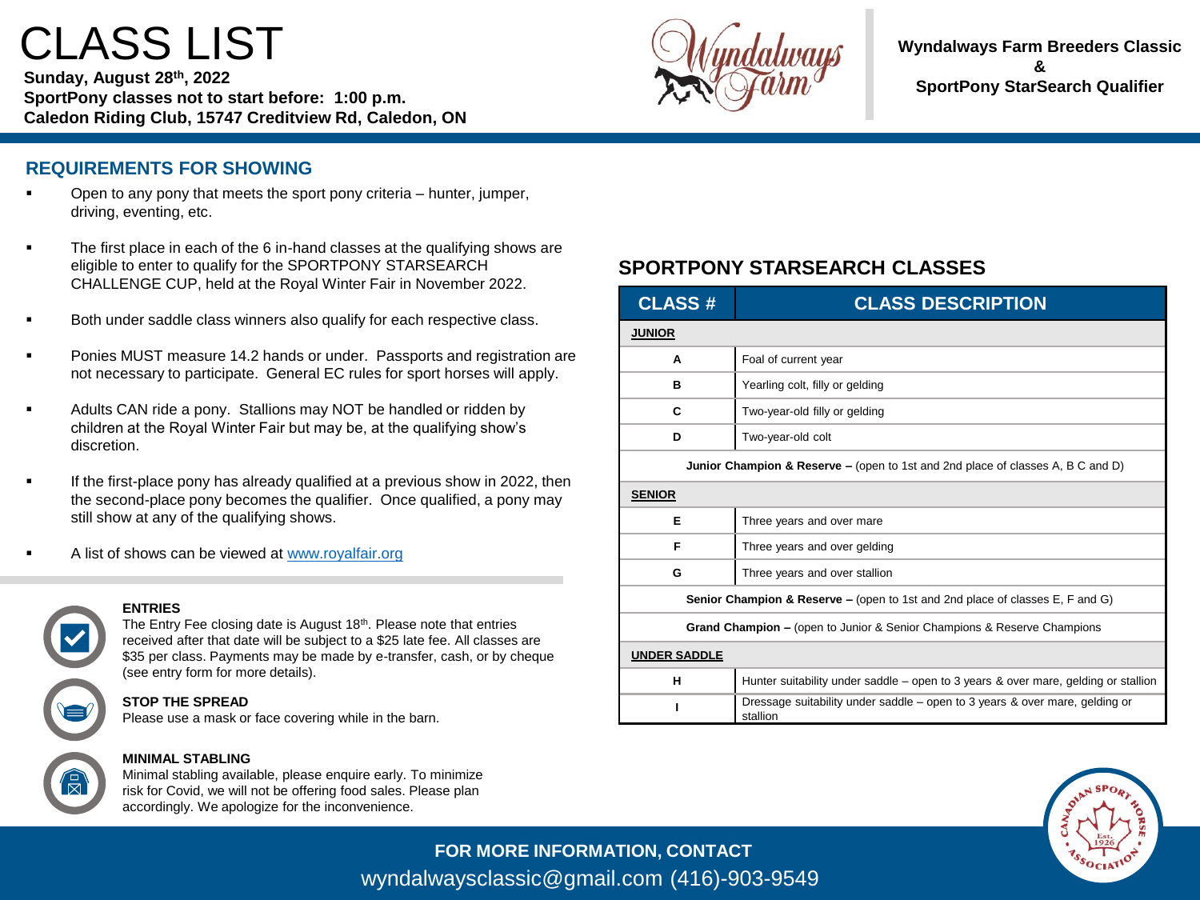# CLASS LIST

**Sunday, August 28th, 2022**
**SportPony classes not to start before: 1:00 p.m.**
**Caledon Riding Club, 15747 Creditview Rd, Caledon, ON**

**Wyndalways Farm Breeders Classic & SportPony StarSearch Qualifier**

## REQUIREMENTS FOR SHOWING

- Open to any pony that meets the sport pony criteria – hunter, jumper, driving, eventing, etc.
- The first place in each of the 6 in-hand classes at the qualifying shows are eligible to enter to qualify for the SPORTPONY STARSEARCH CHALLENGE CUP, held at the Royal Winter Fair in November 2022.
- Both under saddle class winners also qualify for each respective class.
- Ponies MUST measure 14.2 hands or under. Passports and registration are not necessary to participate. General EC rules for sport horses will apply.
- Adults CAN ride a pony. Stallions may NOT be handled or ridden by children at the Royal Winter Fair but may be, at the qualifying show's discretion.
- If the first-place pony has already qualified at a previous show in 2022, then the second-place pony becomes the qualifier. Once qualified, a pony may still show at any of the qualifying shows.
- A list of shows can be viewed at www.royalfair.org

**ENTRIES**
The Entry Fee closing date is August 18th. Please note that entries received after that date will be subject to a $25 late fee. All classes are $35 per class. Payments may be made by e-transfer, cash, or by cheque (see entry form for more details).

**STOP THE SPREAD**
Please use a mask or face covering while in the barn.

**MINIMAL STABLING**
Minimal stabling available, please enquire early. To minimize risk for Covid, we will not be offering food sales. Please plan accordingly. We apologize for the inconvenience.

## SPORTPONY STARSEARCH CLASSES

| CLASS # | CLASS DESCRIPTION |
|---|---|
| **JUNIOR** | |
| A | Foal of current year |
| B | Yearling colt, filly or gelding |
| C | Two-year-old filly or gelding |
| D | Two-year-old colt |
| **Junior Champion & Reserve –** (open to 1st and 2nd place of classes A, B C and D) | |
| **SENIOR** | |
| E | Three years and over mare |
| F | Three years and over gelding |
| G | Three years and over stallion |
| **Senior Champion & Reserve –** (open to 1st and 2nd place of classes E, F and G) | |
| **Grand Champion –** (open to Junior & Senior Champions & Reserve Champions | |
| **UNDER SADDLE** | |
| H | Hunter suitability under saddle – open to 3 years & over mare, gelding or stallion |
| I | Dressage suitability under saddle – open to 3 years & over mare, gelding or stallion |

**FOR MORE INFORMATION, CONTACT**
wyndalwaysclassic@gmail.com (416)-903-9549